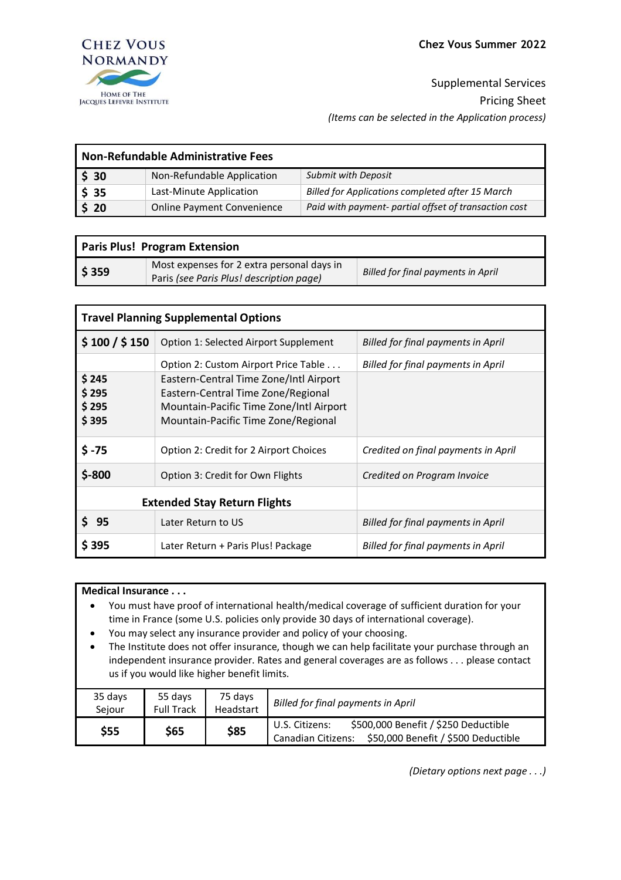**Chez Vous Normandy**
Home of the Jacques Lefevre Institute

**Chez Vous Summer 2022**

Supplemental Services
Pricing Sheet
*(Items can be selected in the Application process)*

| Non-Refundable Administrative Fees | | |
|---|---|---|
| **$ 30** | Non-Refundable Application | *Submit with Deposit* |
| **$ 35** | Last-Minute Application | *Billed for Applications completed after 15 March* |
| **$ 20** | Online Payment Convenience | *Paid with payment- partial offset of transaction cost* |

| Paris Plus! Program Extension | | |
|---|---|---|
| **$ 359** | Most expenses for 2 extra personal days in Paris *(see Paris Plus! description page)* | *Billed for final payments in April* |

| Travel Planning Supplemental Options | | |
|---|---|---|
| **$ 100 / $ 150** | Option 1: Selected Airport Supplement | *Billed for final payments in April* |
| | Option 2: Custom Airport Price Table . . . | *Billed for final payments in April* |
| **$ 245** | Eastern-Central Time Zone/Intl Airport | |
| **$ 295** | Eastern-Central Time Zone/Regional | |
| **$ 295** | Mountain-Pacific Time Zone/Intl Airport | |
| **$ 395** | Mountain-Pacific Time Zone/Regional | |
| **$ -75** | Option 2: Credit for 2 Airport Choices | *Credited on final payments in April* |
| **$-800** | Option 3: Credit for Own Flights | *Credited on Program Invoice* |
| | **Extended Stay Return Flights** | |
| **$ 95** | Later Return to US | *Billed for final payments in April* |
| **$ 395** | Later Return + Paris Plus! Package | *Billed for final payments in April* |

**Medical Insurance . . .**

- You must have proof of international health/medical coverage of sufficient duration for your time in France (some U.S. policies only provide 30 days of international coverage).
- You may select any insurance provider and policy of your choosing.
- The Institute does not offer insurance, though we can help facilitate your purchase through an independent insurance provider. Rates and general coverages are as follows . . . please contact us if you would like higher benefit limits.

| 35 days Sejour | 55 days Full Track | 75 days Headstart | *Billed for final payments in April* |
|---|---|---|---|
| **$55** | **$65** | **$85** | U.S. Citizens: $500,000 Benefit / $250 Deductible<br>Canadian Citizens: $50,000 Benefit / $500 Deductible |

*(Dietary options next page . . .)*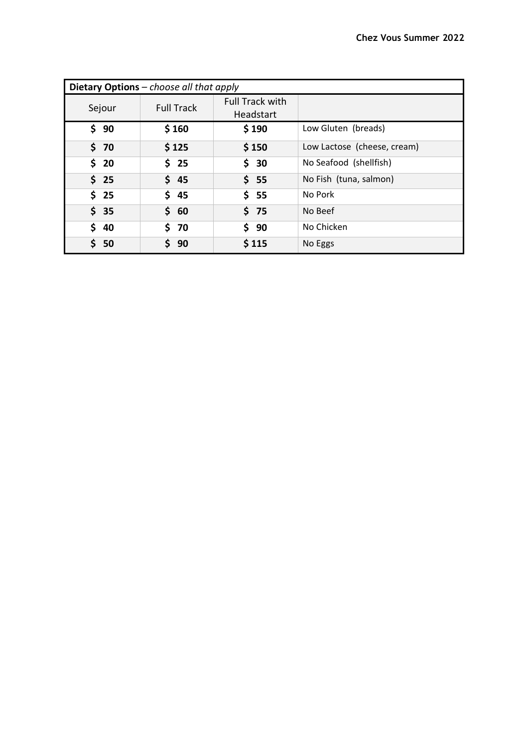| **Dietary Options** – *choose all that apply* | | | |
|---|---|---|---|
| Sejour | Full Track | Full Track with Headstart | |
| **$ 90** | **$ 160** | **$ 190** | Low Gluten (breads) |
| **$ 70** | **$ 125** | **$ 150** | Low Lactose (cheese, cream) |
| **$ 20** | **$ 25** | **$ 30** | No Seafood (shellfish) |
| **$ 25** | **$ 45** | **$ 55** | No Fish (tuna, salmon) |
| **$ 25** | **$ 45** | **$ 55** | No Pork |
| **$ 35** | **$ 60** | **$ 75** | No Beef |
| **$ 40** | **$ 70** | **$ 90** | No Chicken |
| **$ 50** | **$ 90** | **$ 115** | No Eggs |